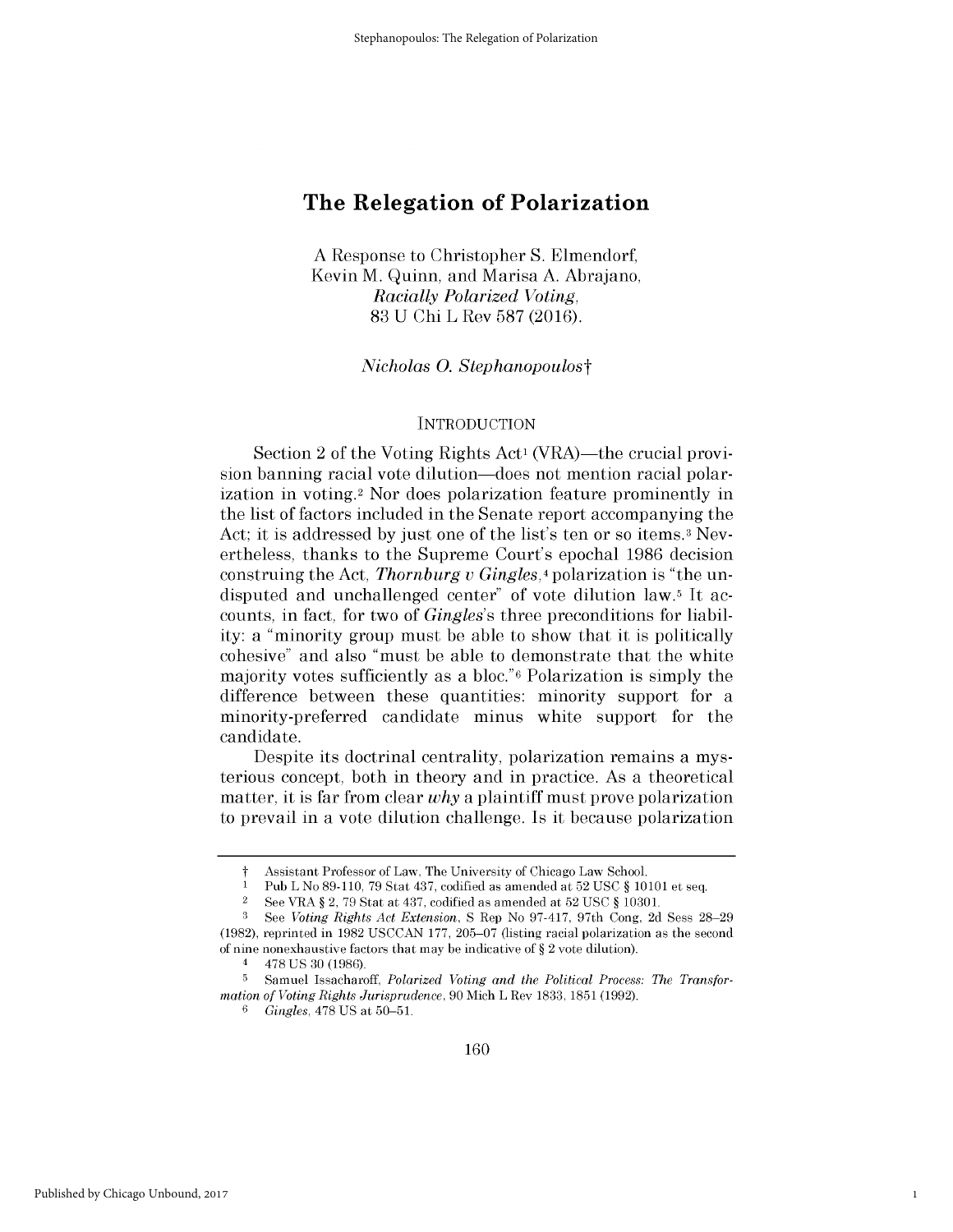# The Relegation of Polarization

A Response to Christopher S. Elmendorf, Kevin M. Quinn, and Marisa A. Abrajano, *Racially Polarized Voting*, 83 U Chi L Rev 587 (2016).

*Nicholas O. Stephanopoulos*†

## INTRODUCTION

Section 2 of the Voting Rights Act[1] (VRA)—the crucial provision banning racial vote dilution—does not mention racial polarization in voting.[2] Nor does polarization feature prominently in the list of factors included in the Senate report accompanying the Act; it is addressed by just one of the list's ten or so items.[3] Nevertheless, thanks to the Supreme Court's epochal 1986 decision construing the Act, *Thornburg v Gingles*,[4] polarization is "the undisputed and unchallenged center" of vote dilution law.[5] It accounts, in fact, for two of *Gingles*'s three preconditions for liability: a "minority group must be able to show that it is politically cohesive" and also "must be able to demonstrate that the white majority votes sufficiently as a bloc."[6] Polarization is simply the difference between these quantities: minority support for a minority-preferred candidate minus white support for the candidate.

Despite its doctrinal centrality, polarization remains a mysterious concept, both in theory and in practice. As a theoretical matter, it is far from clear *why* a plaintiff must prove polarization to prevail in a vote dilution challenge. Is it because polarization

---

† Assistant Professor of Law, The University of Chicago Law School.

1 Pub L No 89-110, 79 Stat 437, codified as amended at 52 USC § 10101 et seq.

2 See VRA § 2, 79 Stat at 437, codified as amended at 52 USC § 10301.

3 See *Voting Rights Act Extension*, S Rep No 97-417, 97th Cong, 2d Sess 28–29 (1982), reprinted in 1982 USCCAN 177, 205–07 (listing racial polarization as the second of nine nonexhaustive factors that may be indicative of § 2 vote dilution).

4 478 US 30 (1986).

5 Samuel Issacharoff, *Polarized Voting and the Political Process: The Transformation of Voting Rights Jurisprudence*, 90 Mich L Rev 1833, 1851 (1992).

6 *Gingles*, 478 US at 50–51.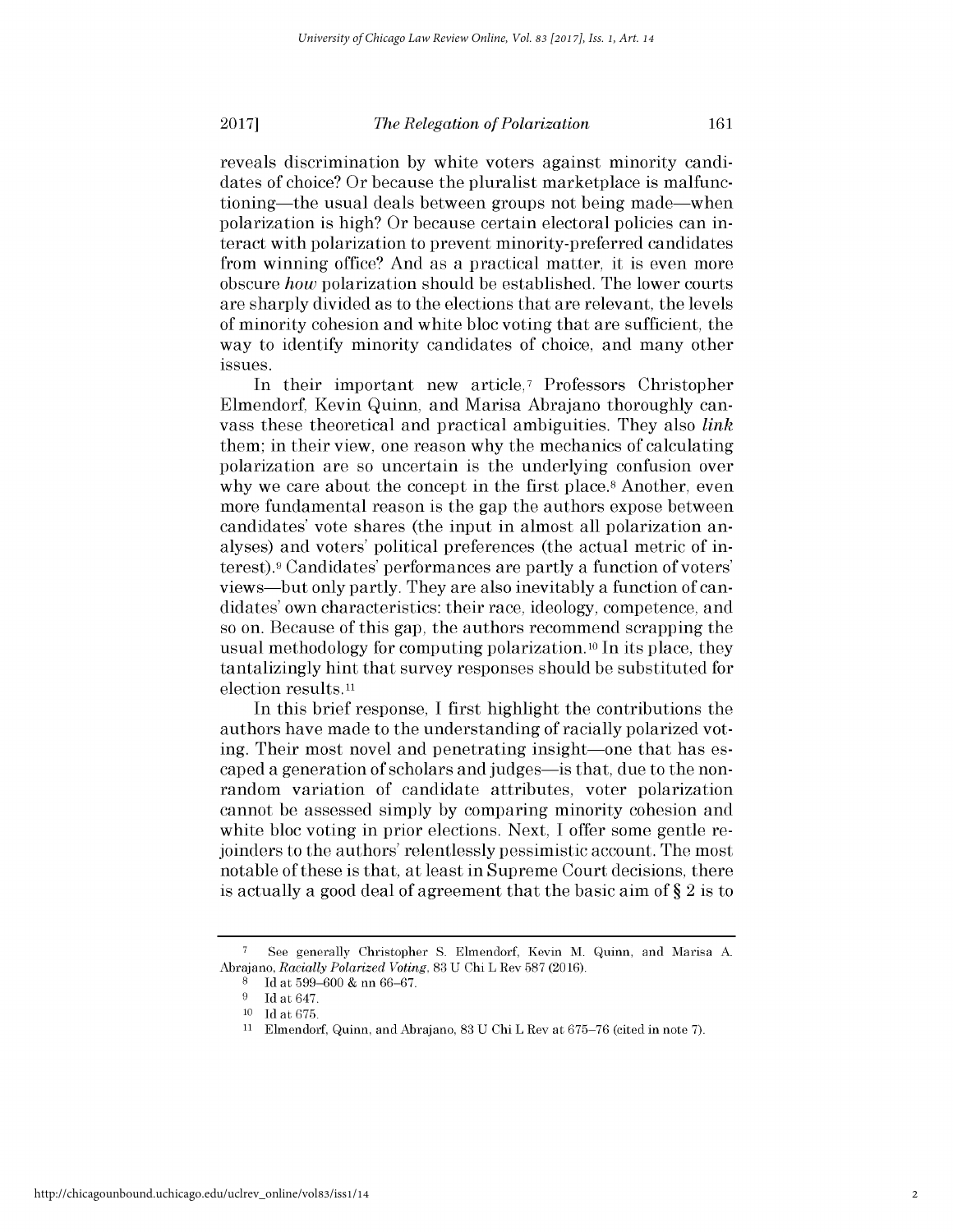reveals discrimination by white voters against minority candidates of choice? Or because the pluralist marketplace is malfunctioning—the usual deals between groups not being made—when polarization is high? Or because certain electoral policies can interact with polarization to prevent minority-preferred candidates from winning office? And as a practical matter, it is even more obscure *how* polarization should be established. The lower courts are sharply divided as to the elections that are relevant, the levels of minority cohesion and white bloc voting that are sufficient, the way to identify minority candidates of choice, and many other issues.

In their important new article,[7] Professors Christopher Elmendorf, Kevin Quinn, and Marisa Abrajano thoroughly canvass these theoretical and practical ambiguities. They also *link* them; in their view, one reason why the mechanics of calculating polarization are so uncertain is the underlying confusion over why we care about the concept in the first place.[8] Another, even more fundamental reason is the gap the authors expose between candidates' vote shares (the input in almost all polarization analyses) and voters' political preferences (the actual metric of interest).[9] Candidates' performances are partly a function of voters' views—but only partly. They are also inevitably a function of candidates' own characteristics: their race, ideology, competence, and so on. Because of this gap, the authors recommend scrapping the usual methodology for computing polarization.[10] In its place, they tantalizingly hint that survey responses should be substituted for election results.[11]

In this brief response, I first highlight the contributions the authors have made to the understanding of racially polarized voting. Their most novel and penetrating insight—one that has escaped a generation of scholars and judges—is that, due to the nonrandom variation of candidate attributes, voter polarization cannot be assessed simply by comparing minority cohesion and white bloc voting in prior elections. Next, I offer some gentle rejoinders to the authors' relentlessly pessimistic account. The most notable of these is that, at least in Supreme Court decisions, there is actually a good deal of agreement that the basic aim of § 2 is to

---

[7] See generally Christopher S. Elmendorf, Kevin M. Quinn, and Marisa A. Abrajano, *Racially Polarized Voting*, 83 U Chi L Rev 587 (2016).

[8] Id at 599–600 & nn 66–67.

[9] Id at 647.

[10] Id at 675.

[11] Elmendorf, Quinn, and Abrajano, 83 U Chi L Rev at 675–76 (cited in note 7).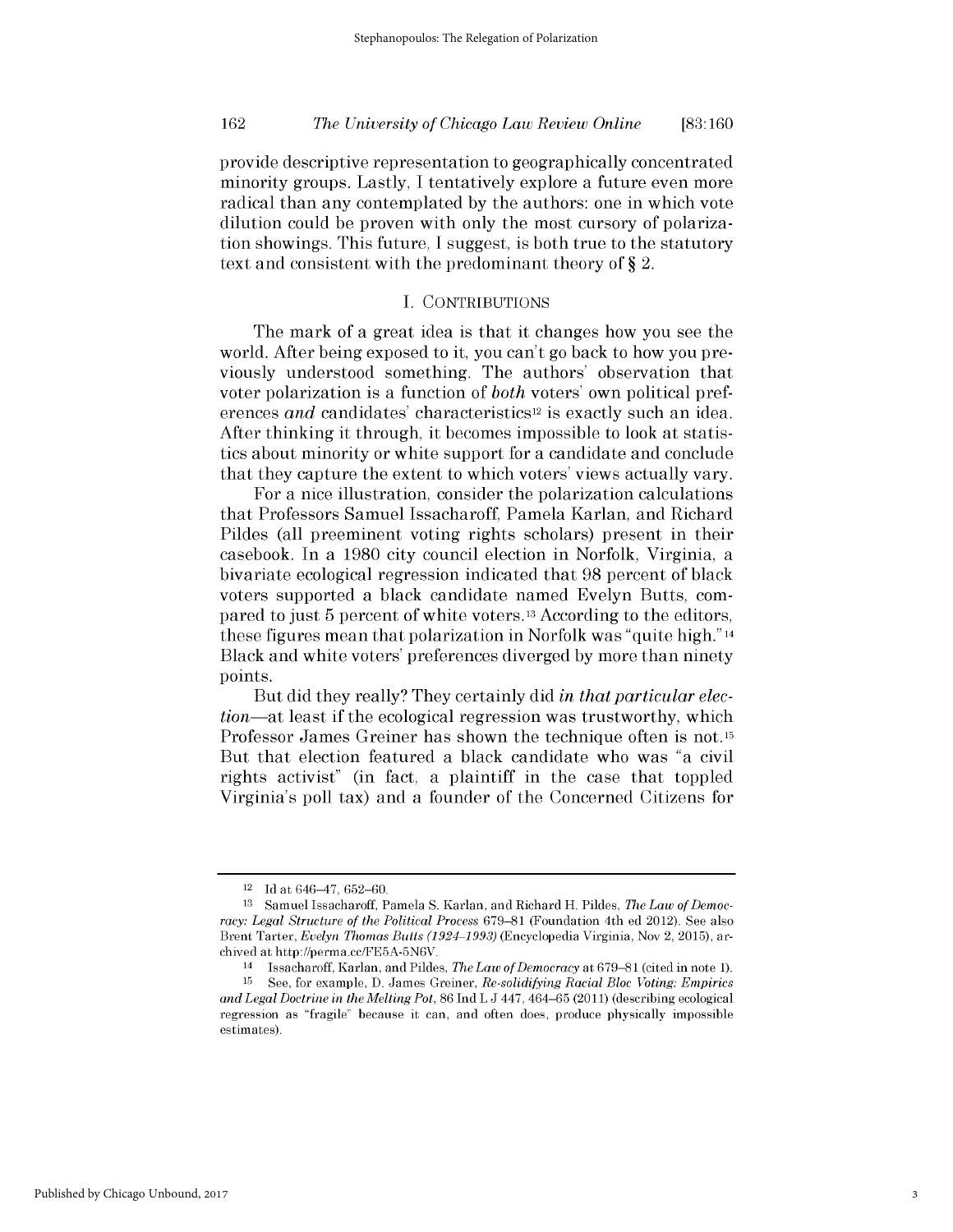provide descriptive representation to geographically concentrated minority groups. Lastly, I tentatively explore a future even more radical than any contemplated by the authors: one in which vote dilution could be proven with only the most cursory of polarization showings. This future, I suggest, is both true to the statutory text and consistent with the predominant theory of § 2.

## I. CONTRIBUTIONS

The mark of a great idea is that it changes how you see the world. After being exposed to it, you can't go back to how you previously understood something. The authors' observation that voter polarization is a function of *both* voters' own political preferences *and* candidates' characteristics[12] is exactly such an idea. After thinking it through, it becomes impossible to look at statistics about minority or white support for a candidate and conclude that they capture the extent to which voters' views actually vary.

For a nice illustration, consider the polarization calculations that Professors Samuel Issacharoff, Pamela Karlan, and Richard Pildes (all preeminent voting rights scholars) present in their casebook. In a 1980 city council election in Norfolk, Virginia, a bivariate ecological regression indicated that 98 percent of black voters supported a black candidate named Evelyn Butts, compared to just 5 percent of white voters.[13] According to the editors, these figures mean that polarization in Norfolk was "quite high."[14] Black and white voters' preferences diverged by more than ninety points.

But did they really? They certainly did *in that particular election*—at least if the ecological regression was trustworthy, which Professor James Greiner has shown the technique often is not.[15] But that election featured a black candidate who was "a civil rights activist" (in fact, a plaintiff in the case that toppled Virginia's poll tax) and a founder of the Concerned Citizens for

---

[12] Id at 646–47, 652–60.

[13] Samuel Issacharoff, Pamela S. Karlan, and Richard H. Pildes, *The Law of Democracy: Legal Structure of the Political Process* 679–81 (Foundation 4th ed 2012). See also Brent Tarter, *Evelyn Thomas Butts (1924–1993)* (Encyclopedia Virginia, Nov 2, 2015), archived at http://perma.cc/FE5A-5N6V.

[14] Issacharoff, Karlan, and Pildes, *The Law of Democracy* at 679–81 (cited in note 1).

[15] See, for example, D. James Greiner, *Re-solidifying Racial Bloc Voting: Empirics and Legal Doctrine in the Melting Pot*, 86 Ind L J 447, 464–65 (2011) (describing ecological regression as "fragile" because it can, and often does, produce physically impossible estimates).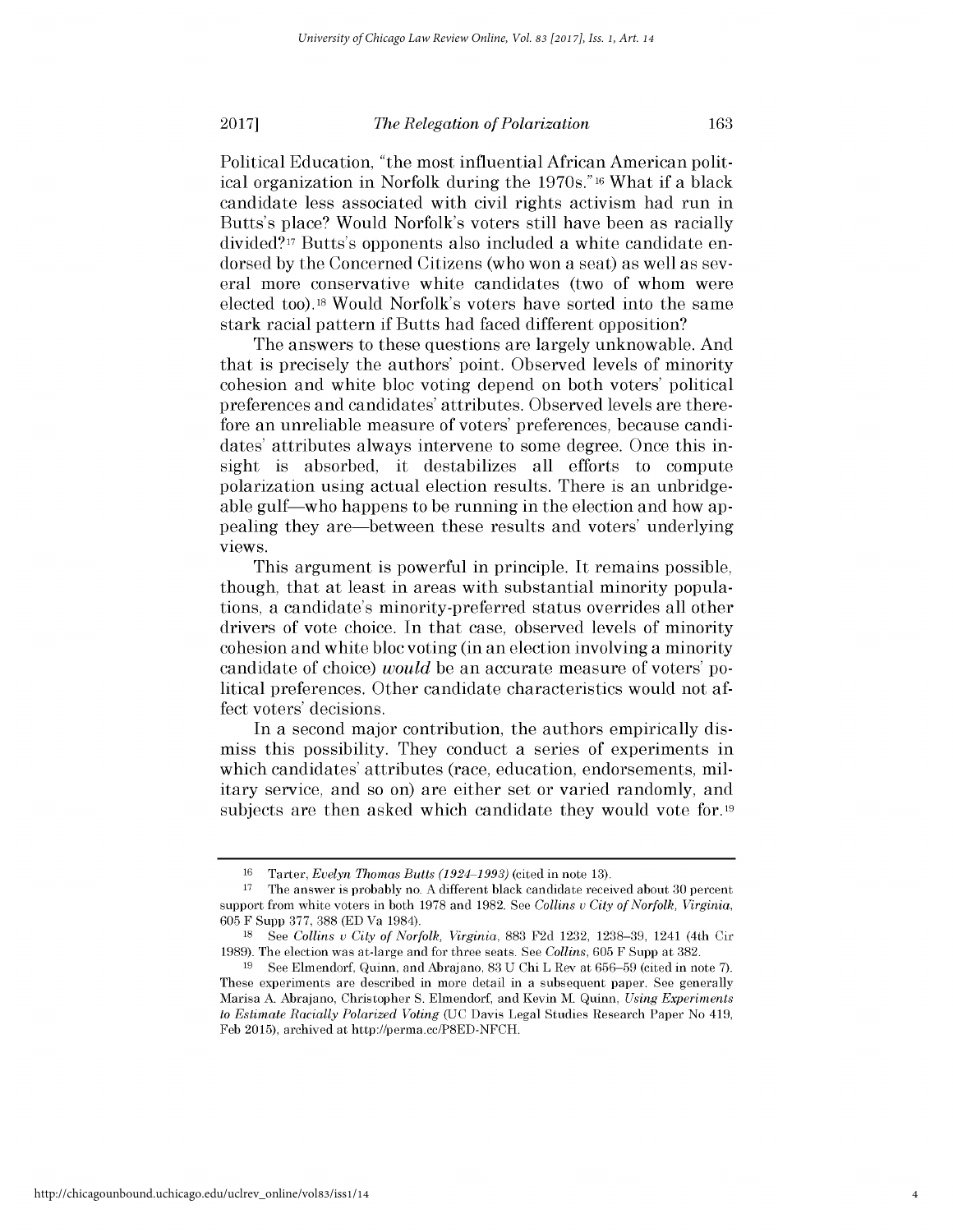Political Education, "the most influential African American political organization in Norfolk during the 1970s."[16] What if a black candidate less associated with civil rights activism had run in Butts's place? Would Norfolk's voters still have been as racially divided?[17] Butts's opponents also included a white candidate endorsed by the Concerned Citizens (who won a seat) as well as several more conservative white candidates (two of whom were elected too).[18] Would Norfolk's voters have sorted into the same stark racial pattern if Butts had faced different opposition?

The answers to these questions are largely unknowable. And that is precisely the authors' point. Observed levels of minority cohesion and white bloc voting depend on both voters' political preferences and candidates' attributes. Observed levels are therefore an unreliable measure of voters' preferences, because candidates' attributes always intervene to some degree. Once this insight is absorbed, it destabilizes all efforts to compute polarization using actual election results. There is an unbridgeable gulf—who happens to be running in the election and how appealing they are—between these results and voters' underlying views.

This argument is powerful in principle. It remains possible, though, that at least in areas with substantial minority populations, a candidate's minority-preferred status overrides all other drivers of vote choice. In that case, observed levels of minority cohesion and white bloc voting (in an election involving a minority candidate of choice) *would* be an accurate measure of voters' political preferences. Other candidate characteristics would not affect voters' decisions.

In a second major contribution, the authors empirically dismiss this possibility. They conduct a series of experiments in which candidates' attributes (race, education, endorsements, military service, and so on) are either set or varied randomly, and subjects are then asked which candidate they would vote for.[19]

---

[16] Tarter, *Evelyn Thomas Butts (1924–1993)* (cited in note 13).

[17] The answer is probably no. A different black candidate received about 30 percent support from white voters in both 1978 and 1982. See *Collins v City of Norfolk, Virginia*, 605 F Supp 377, 388 (ED Va 1984).

[18] See *Collins v City of Norfolk, Virginia*, 883 F2d 1232, 1238–39, 1241 (4th Cir 1989). The election was at-large and for three seats. See *Collins*, 605 F Supp at 382.

[19] See Elmendorf, Quinn, and Abrajano, 83 U Chi L Rev at 656–59 (cited in note 7). These experiments are described in more detail in a subsequent paper. See generally Marisa A. Abrajano, Christopher S. Elmendorf, and Kevin M. Quinn, *Using Experiments to Estimate Racially Polarized Voting* (UC Davis Legal Studies Research Paper No 419, Feb 2015), archived at http://perma.cc/P8ED-NFCH.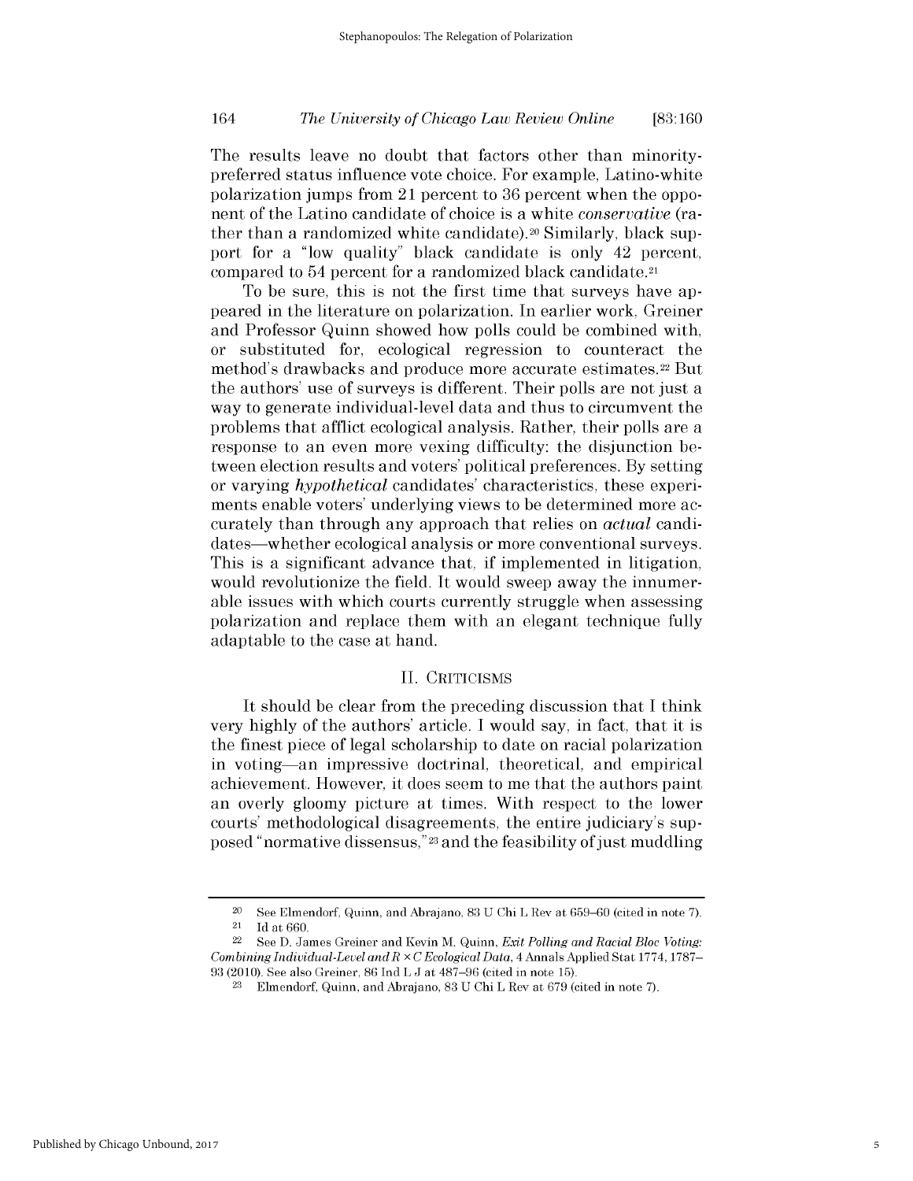The results leave no doubt that factors other than minority-preferred status influence vote choice. For example, Latino-white polarization jumps from 21 percent to 36 percent when the opponent of the Latino candidate of choice is a white *conservative* (rather than a randomized white candidate).[20] Similarly, black support for a "low quality" black candidate is only 42 percent, compared to 54 percent for a randomized black candidate.[21]

To be sure, this is not the first time that surveys have appeared in the literature on polarization. In earlier work, Greiner and Professor Quinn showed how polls could be combined with, or substituted for, ecological regression to counteract the method's drawbacks and produce more accurate estimates.[22] But the authors' use of surveys is different. Their polls are not just a way to generate individual-level data and thus to circumvent the problems that afflict ecological analysis. Rather, their polls are a response to an even more vexing difficulty: the disjunction between election results and voters' political preferences. By setting or varying *hypothetical* candidates' characteristics, these experiments enable voters' underlying views to be determined more accurately than through any approach that relies on *actual* candidates—whether ecological analysis or more conventional surveys. This is a significant advance that, if implemented in litigation, would revolutionize the field. It would sweep away the innumerable issues with which courts currently struggle when assessing polarization and replace them with an elegant technique fully adaptable to the case at hand.

## II. Criticisms

It should be clear from the preceding discussion that I think very highly of the authors' article. I would say, in fact, that it is the finest piece of legal scholarship to date on racial polarization in voting—an impressive doctrinal, theoretical, and empirical achievement. However, it does seem to me that the authors paint an overly gloomy picture at times. With respect to the lower courts' methodological disagreements, the entire judiciary's supposed "normative dissensus,"[23] and the feasibility of just muddling

---

[20] See Elmendorf, Quinn, and Abrajano, 83 U Chi L Rev at 659–60 (cited in note 7).

[21] Id at 660.

[22] See D. James Greiner and Kevin M. Quinn, *Exit Polling and Racial Bloc Voting: Combining Individual-Level and R × C Ecological Data*, 4 Annals Applied Stat 1774, 1787–93 (2010). See also Greiner, 86 Ind L J at 487–96 (cited in note 15).

[23] Elmendorf, Quinn, and Abrajano, 83 U Chi L Rev at 679 (cited in note 7).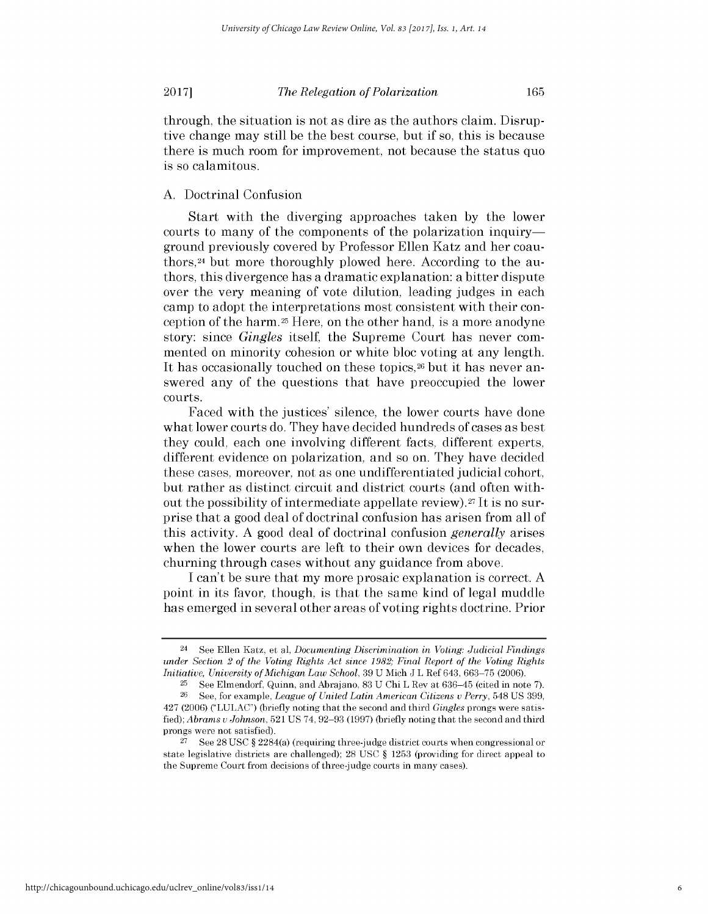through, the situation is not as dire as the authors claim. Disruptive change may still be the best course, but if so, this is because there is much room for improvement, not because the status quo is so calamitous.

### A. Doctrinal Confusion

Start with the diverging approaches taken by the lower courts to many of the components of the polarization inquiry—ground previously covered by Professor Ellen Katz and her coauthors,[24] but more thoroughly plowed here. According to the authors, this divergence has a dramatic explanation: a bitter dispute over the very meaning of vote dilution, leading judges in each camp to adopt the interpretations most consistent with their conception of the harm.[25] Here, on the other hand, is a more anodyne story: since *Gingles* itself, the Supreme Court has never commented on minority cohesion or white bloc voting at any length. It has occasionally touched on these topics,[26] but it has never answered any of the questions that have preoccupied the lower courts.

Faced with the justices' silence, the lower courts have done what lower courts do. They have decided hundreds of cases as best they could, each one involving different facts, different experts, different evidence on polarization, and so on. They have decided these cases, moreover, not as one undifferentiated judicial cohort, but rather as distinct circuit and district courts (and often without the possibility of intermediate appellate review).[27] It is no surprise that a good deal of doctrinal confusion has arisen from all of this activity. A good deal of doctrinal confusion *generally* arises when the lower courts are left to their own devices for decades, churning through cases without any guidance from above.

I can't be sure that my more prosaic explanation is correct. A point in its favor, though, is that the same kind of legal muddle has emerged in several other areas of voting rights doctrine. Prior

---

[24] See Ellen Katz, et al, *Documenting Discrimination in Voting: Judicial Findings under Section 2 of the Voting Rights Act since 1982; Final Report of the Voting Rights Initiative, University of Michigan Law School*, 39 U Mich J L Ref 643, 663–75 (2006).

[25] See Elmendorf, Quinn, and Abrajano, 83 U Chi L Rev at 636–45 (cited in note 7).

[26] See, for example, *League of United Latin American Citizens v Perry*, 548 US 399, 427 (2006) ("LULAC") (briefly noting that the second and third *Gingles* prongs were satisfied); *Abrams v Johnson*, 521 US 74, 92–93 (1997) (briefly noting that the second and third prongs were not satisfied).

[27] See 28 USC § 2284(a) (requiring three-judge district courts when congressional or state legislative districts are challenged); 28 USC § 1253 (providing for direct appeal to the Supreme Court from decisions of three-judge courts in many cases).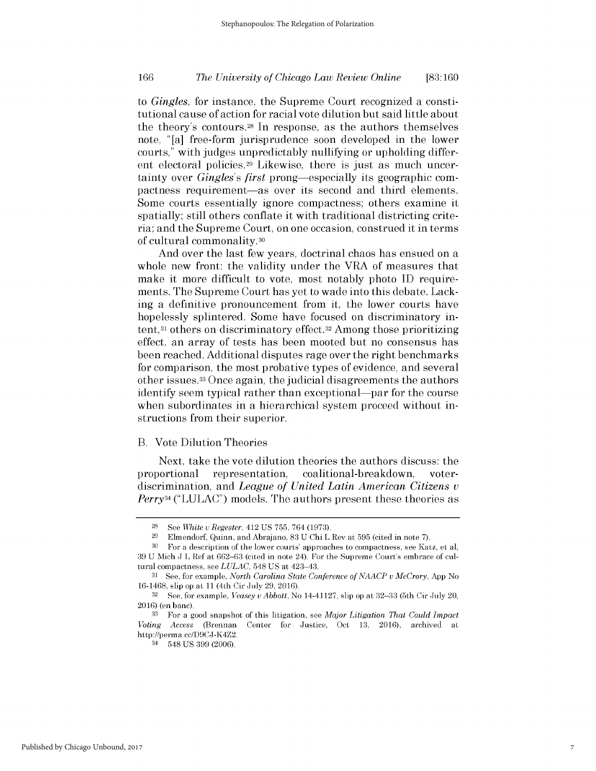to *Gingles*, for instance, the Supreme Court recognized a constitutional cause of action for racial vote dilution but said little about the theory's contours.[28] In response, as the authors themselves note, "[a] free-form jurisprudence soon developed in the lower courts," with judges unpredictably nullifying or upholding different electoral policies.[29] Likewise, there is just as much uncertainty over *Gingles*'s *first* prong—especially its geographic compactness requirement—as over its second and third elements. Some courts essentially ignore compactness; others examine it spatially; still others conflate it with traditional districting criteria; and the Supreme Court, on one occasion, construed it in terms of cultural commonality.[30]

And over the last few years, doctrinal chaos has ensued on a whole new front: the validity under the VRA of measures that make it more difficult to vote, most notably photo ID requirements. The Supreme Court has yet to wade into this debate. Lacking a definitive pronouncement from it, the lower courts have hopelessly splintered. Some have focused on discriminatory intent,[31] others on discriminatory effect.[32] Among those prioritizing effect, an array of tests has been mooted but no consensus has been reached. Additional disputes rage over the right benchmarks for comparison, the most probative types of evidence, and several other issues.[33] Once again, the judicial disagreements the authors identify seem typical rather than exceptional—par for the course when subordinates in a hierarchical system proceed without instructions from their superior.

## B. Vote Dilution Theories

Next, take the vote dilution theories the authors discuss: the proportional representation, coalitional-breakdown, voter-discrimination, and *League of United Latin American Citizens v Perry*[34] ("LULAC") models. The authors present these theories as

---

[28] See *White v Regester*, 412 US 755, 764 (1973).

[29] Elmendorf, Quinn, and Abrajano, 83 U Chi L Rev at 595 (cited in note 7).

[30] For a description of the lower courts' approaches to compactness, see Katz, et al, 39 U Mich J L Ref at 662–63 (cited in note 24). For the Supreme Court's embrace of cultural compactness, see *LULAC*, 548 US at 423–43.

[31] See, for example, *North Carolina State Conference of NAACP v McCrory*, App No 16-1468, slip op at 11 (4th Cir July 29, 2016).

[32] See, for example, *Veasey v Abbott*, No 14-41127, slip op at 32–33 (5th Cir July 20, 2016) (en banc).

[33] For a good snapshot of this litigation, see *Major Litigation That Could Impact Voting Access* (Brennan Center for Justice, Oct 13, 2016), archived at http://perma.cc/D9CJ-K4Z2.

[34] 548 US 399 (2006).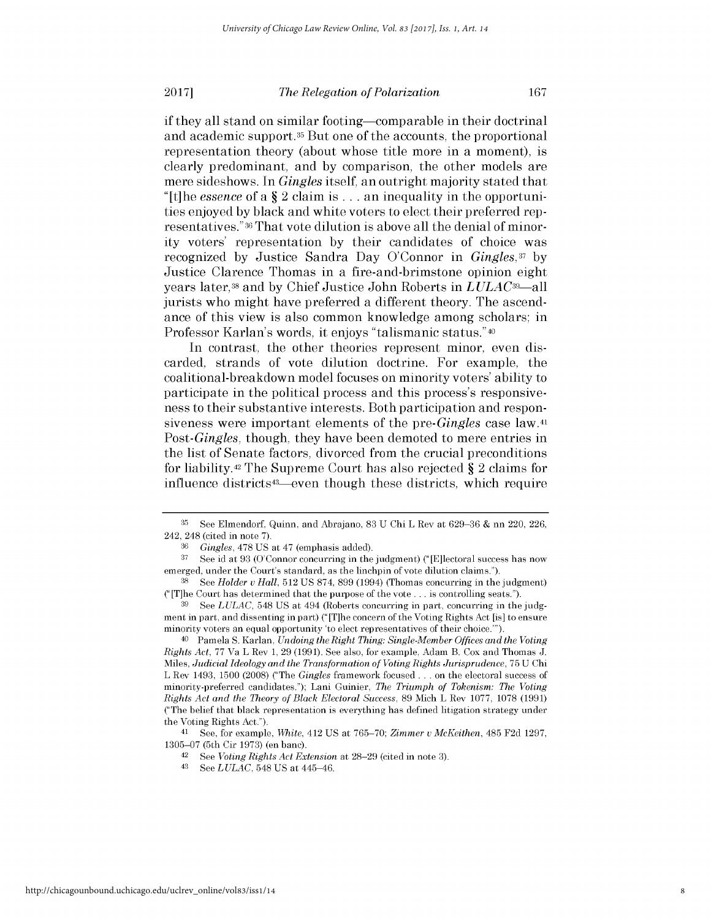if they all stand on similar footing—comparable in their doctrinal and academic support.[35] But one of the accounts, the proportional representation theory (about whose title more in a moment), is clearly predominant, and by comparison, the other models are mere sideshows. In *Gingles* itself, an outright majority stated that "[t]he *essence* of a § 2 claim is . . . an inequality in the opportunities enjoyed by black and white voters to elect their preferred representatives."[36] That vote dilution is above all the denial of minority voters' representation by their candidates of choice was recognized by Justice Sandra Day O'Connor in *Gingles*,[37] by Justice Clarence Thomas in a fire-and-brimstone opinion eight years later,[38] and by Chief Justice John Roberts in *LULAC*[39]—all jurists who might have preferred a different theory. The ascendance of this view is also common knowledge among scholars; in Professor Karlan's words, it enjoys "talismanic status."[40]

In contrast, the other theories represent minor, even discarded, strands of vote dilution doctrine. For example, the coalitional-breakdown model focuses on minority voters' ability to participate in the political process and this process's responsiveness to their substantive interests. Both participation and responsiveness were important elements of the pre-*Gingles* case law.[41] Post-*Gingles*, though, they have been demoted to mere entries in the list of Senate factors, divorced from the crucial preconditions for liability.[42] The Supreme Court has also rejected § 2 claims for influence districts[43]—even though these districts, which require

---

35 See Elmendorf, Quinn, and Abrajano, 83 U Chi L Rev at 629–36 & nn 220, 226, 242, 248 (cited in note 7).

36 *Gingles*, 478 US at 47 (emphasis added).

37 See id at 93 (O'Connor concurring in the judgment) ("[E]lectoral success has now emerged, under the Court's standard, as the linchpin of vote dilution claims.").

38 See *Holder v Hall*, 512 US 874, 899 (1994) (Thomas concurring in the judgment) ("[T]he Court has determined that the purpose of the vote . . . is controlling seats.").

39 See *LULAC*, 548 US at 494 (Roberts concurring in part, concurring in the judgment in part, and dissenting in part) ("[T]he concern of the Voting Rights Act [is] to ensure minority voters an equal opportunity 'to elect representatives of their choice.'").

40 Pamela S. Karlan, *Undoing the Right Thing: Single-Member Offices and the Voting Rights Act*, 77 Va L Rev 1, 29 (1991). See also, for example, Adam B. Cox and Thomas J. Miles, *Judicial Ideology and the Transformation of Voting Rights Jurisprudence*, 75 U Chi L Rev 1493, 1500 (2008) ("The *Gingles* framework focused . . . on the electoral success of minority-preferred candidates."); Lani Guinier, *The Triumph of Tokenism: The Voting Rights Act and the Theory of Black Electoral Success*, 89 Mich L Rev 1077, 1078 (1991) ("The belief that black representation is everything has defined litigation strategy under the Voting Rights Act.").

41 See, for example, *White*, 412 US at 765–70; *Zimmer v McKeithen*, 485 F2d 1297, 1305–07 (5th Cir 1973) (en banc).

42 See *Voting Rights Act Extension* at 28–29 (cited in note 3).

43 See *LULAC*, 548 US at 445–46.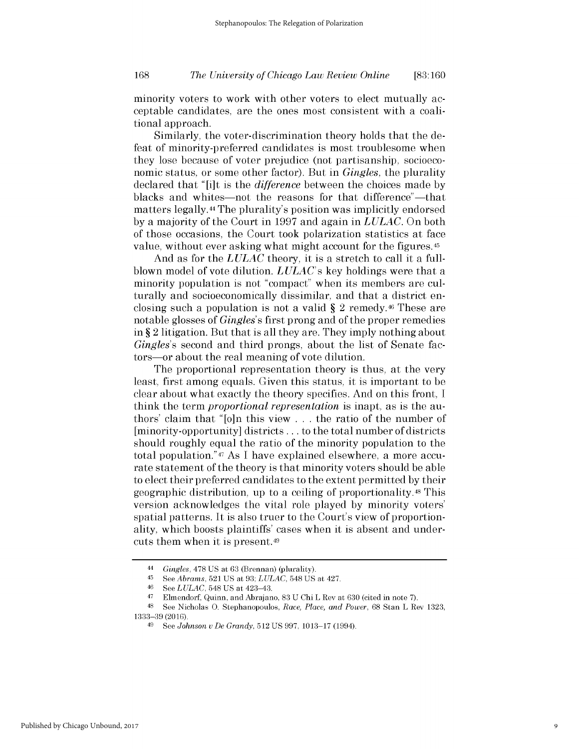minority voters to work with other voters to elect mutually acceptable candidates, are the ones most consistent with a coalitional approach.

Similarly, the voter-discrimination theory holds that the defeat of minority-preferred candidates is most troublesome when they lose because of voter prejudice (not partisanship, socioeconomic status, or some other factor). But in *Gingles*, the plurality declared that "[i]t is the *difference* between the choices made by blacks and whites—not the reasons for that difference"—that matters legally.[44] The plurality's position was implicitly endorsed by a majority of the Court in 1997 and again in *LULAC*. On both of those occasions, the Court took polarization statistics at face value, without ever asking what might account for the figures.[45]

And as for the *LULAC* theory, it is a stretch to call it a full-blown model of vote dilution. *LULAC*'s key holdings were that a minority population is not "compact" when its members are culturally and socioeconomically dissimilar, and that a district enclosing such a population is not a valid § 2 remedy.[46] These are notable glosses of *Gingles*'s first prong and of the proper remedies in § 2 litigation. But that is all they are. They imply nothing about *Gingles*'s second and third prongs, about the list of Senate factors—or about the real meaning of vote dilution.

The proportional representation theory is thus, at the very least, first among equals. Given this status, it is important to be clear about what exactly the theory specifies. And on this front, I think the term *proportional representation* is inapt, as is the authors' claim that "[o]n this view . . . the ratio of the number of [minority-opportunity] districts . . . to the total number of districts should roughly equal the ratio of the minority population to the total population."[47] As I have explained elsewhere, a more accurate statement of the theory is that minority voters should be able to elect their preferred candidates to the extent permitted by their geographic distribution, up to a ceiling of proportionality.[48] This version acknowledges the vital role played by minority voters' spatial patterns. It is also truer to the Court's view of proportionality, which boosts plaintiffs' cases when it is absent and undercuts them when it is present.[49]

---

44 *Gingles*, 478 US at 63 (Brennan) (plurality).

45 See *Abrams*, 521 US at 93; *LULAC*, 548 US at 427.

46 See *LULAC*, 548 US at 423–43.

47 Elmendorf, Quinn, and Abrajano, 83 U Chi L Rev at 630 (cited in note 7).

48 See Nicholas O. Stephanopoulos, *Race, Place, and Power*, 68 Stan L Rev 1323, 1333–39 (2016).

49 See *Johnson v De Grandy*, 512 US 997, 1013–17 (1994).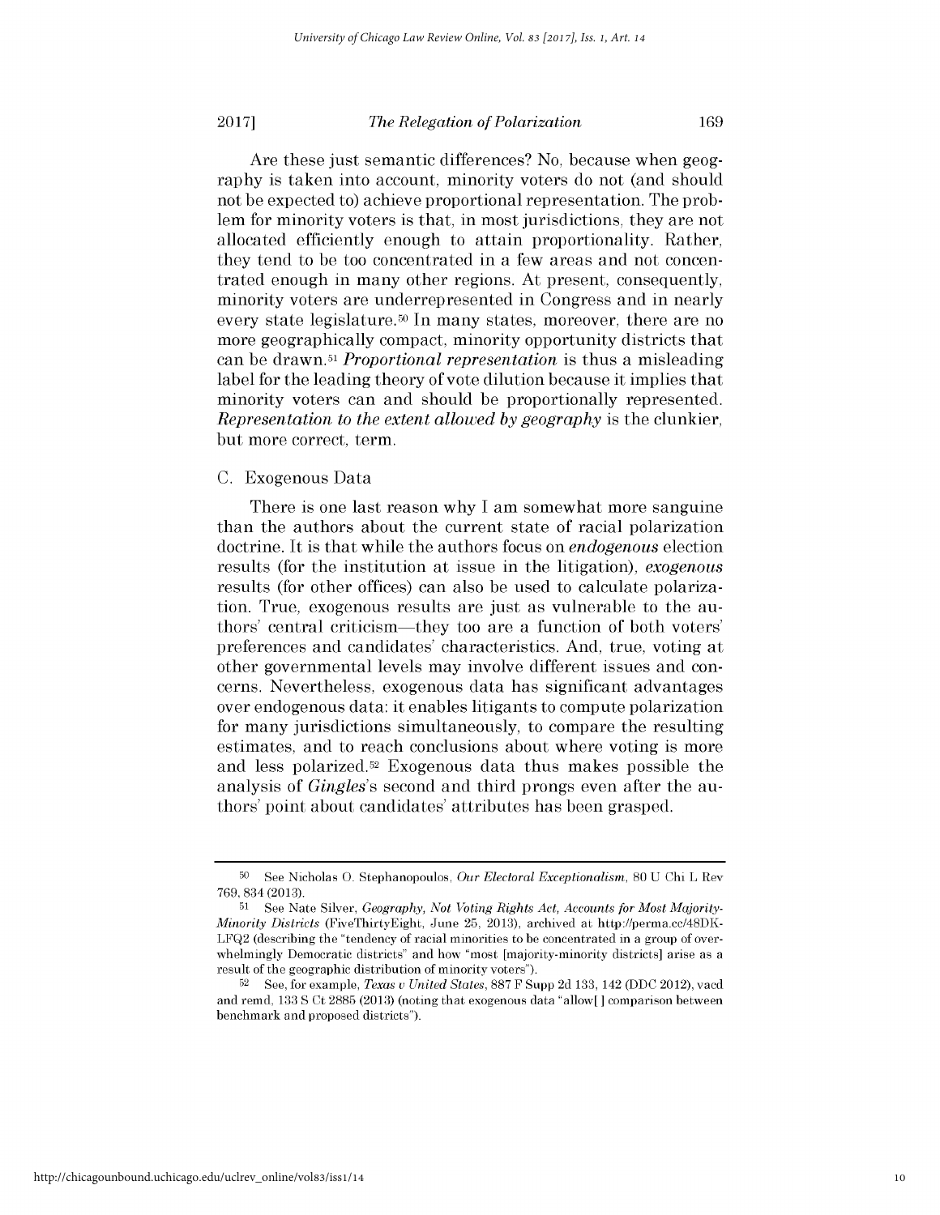Are these just semantic differences? No, because when geography is taken into account, minority voters do not (and should not be expected to) achieve proportional representation. The problem for minority voters is that, in most jurisdictions, they are not allocated efficiently enough to attain proportionality. Rather, they tend to be too concentrated in a few areas and not concentrated enough in many other regions. At present, consequently, minority voters are underrepresented in Congress and in nearly every state legislature.[50] In many states, moreover, there are no more geographically compact, minority opportunity districts that can be drawn.[51] *Proportional representation* is thus a misleading label for the leading theory of vote dilution because it implies that minority voters can and should be proportionally represented. *Representation to the extent allowed by geography* is the clunkier, but more correct, term.

## C. Exogenous Data

There is one last reason why I am somewhat more sanguine than the authors about the current state of racial polarization doctrine. It is that while the authors focus on *endogenous* election results (for the institution at issue in the litigation), *exogenous* results (for other offices) can also be used to calculate polarization. True, exogenous results are just as vulnerable to the authors' central criticism—they too are a function of both voters' preferences and candidates' characteristics. And, true, voting at other governmental levels may involve different issues and concerns. Nevertheless, exogenous data has significant advantages over endogenous data: it enables litigants to compute polarization for many jurisdictions simultaneously, to compare the resulting estimates, and to reach conclusions about where voting is more and less polarized.[52] Exogenous data thus makes possible the analysis of *Gingles*'s second and third prongs even after the authors' point about candidates' attributes has been grasped.

---

[50] See Nicholas O. Stephanopoulos, *Our Electoral Exceptionalism*, 80 U Chi L Rev 769, 834 (2013).

[51] See Nate Silver, *Geography, Not Voting Rights Act, Accounts for Most Majority-Minority Districts* (FiveThirtyEight, June 25, 2013), archived at http://perma.cc/48DK-LFQ2 (describing the "tendency of racial minorities to be concentrated in a group of overwhelmingly Democratic districts" and how "most [majority-minority districts] arise as a result of the geographic distribution of minority voters").

[52] See, for example, *Texas v United States*, 887 F Supp 2d 133, 142 (DDC 2012), vacd and remd, 133 S Ct 2885 (2013) (noting that exogenous data "allow[ ] comparison between benchmark and proposed districts").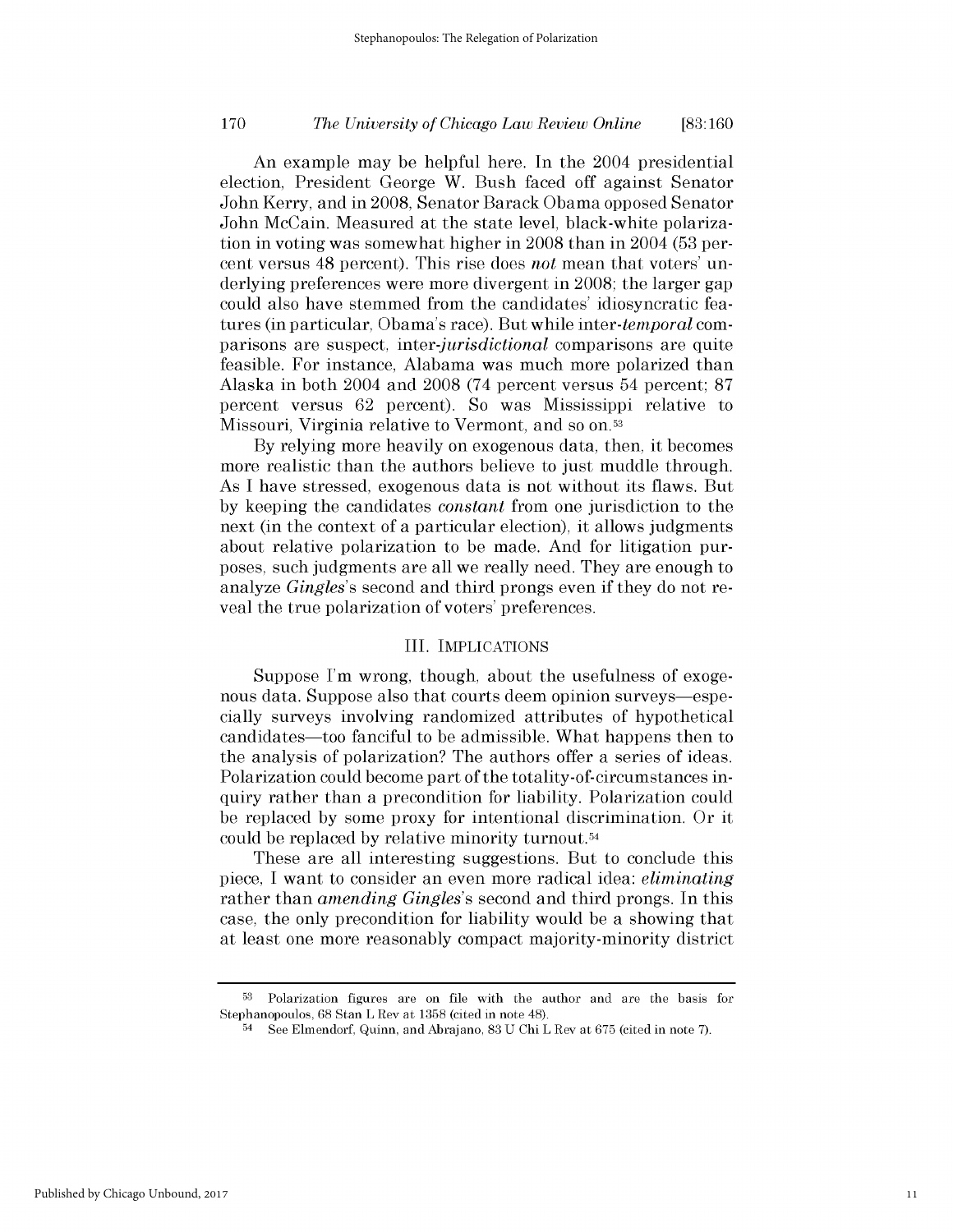An example may be helpful here. In the 2004 presidential election, President George W. Bush faced off against Senator John Kerry, and in 2008, Senator Barack Obama opposed Senator John McCain. Measured at the state level, black-white polarization in voting was somewhat higher in 2008 than in 2004 (53 percent versus 48 percent). This rise does *not* mean that voters' underlying preferences were more divergent in 2008; the larger gap could also have stemmed from the candidates' idiosyncratic features (in particular, Obama's race). But while inter-*temporal* comparisons are suspect, inter-*jurisdictional* comparisons are quite feasible. For instance, Alabama was much more polarized than Alaska in both 2004 and 2008 (74 percent versus 54 percent; 87 percent versus 62 percent). So was Mississippi relative to Missouri, Virginia relative to Vermont, and so on.[53]

By relying more heavily on exogenous data, then, it becomes more realistic than the authors believe to just muddle through. As I have stressed, exogenous data is not without its flaws. But by keeping the candidates *constant* from one jurisdiction to the next (in the context of a particular election), it allows judgments about relative polarization to be made. And for litigation purposes, such judgments are all we really need. They are enough to analyze *Gingles*'s second and third prongs even if they do not reveal the true polarization of voters' preferences.

## III. Implications

Suppose I'm wrong, though, about the usefulness of exogenous data. Suppose also that courts deem opinion surveys—especially surveys involving randomized attributes of hypothetical candidates—too fanciful to be admissible. What happens then to the analysis of polarization? The authors offer a series of ideas. Polarization could become part of the totality-of-circumstances inquiry rather than a precondition for liability. Polarization could be replaced by some proxy for intentional discrimination. Or it could be replaced by relative minority turnout.[54]

These are all interesting suggestions. But to conclude this piece, I want to consider an even more radical idea: *eliminating* rather than *amending* *Gingles*'s second and third prongs. In this case, the only precondition for liability would be a showing that at least one more reasonably compact majority-minority district

---

[53] Polarization figures are on file with the author and are the basis for Stephanopoulos, 68 Stan L Rev at 1358 (cited in note 48).

[54] See Elmendorf, Quinn, and Abrajano, 83 U Chi L Rev at 675 (cited in note 7).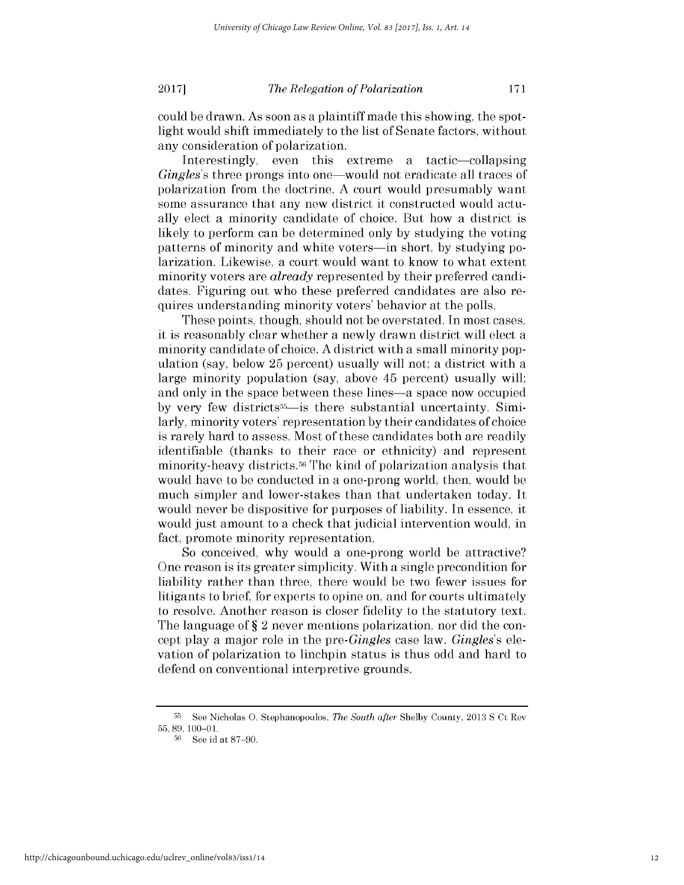could be drawn. As soon as a plaintiff made this showing, the spotlight would shift immediately to the list of Senate factors, without any consideration of polarization.

Interestingly, even this extreme a tactic—collapsing *Gingles*'s three prongs into one—would not eradicate all traces of polarization from the doctrine. A court would presumably want some assurance that any new district it constructed would actually elect a minority candidate of choice. But how a district is likely to perform can be determined only by studying the voting patterns of minority and white voters—in short, by studying polarization. Likewise, a court would want to know to what extent minority voters are *already* represented by their preferred candidates. Figuring out who these preferred candidates are also requires understanding minority voters' behavior at the polls.

These points, though, should not be overstated. In most cases, it is reasonably clear whether a newly drawn district will elect a minority candidate of choice. A district with a small minority population (say, below 25 percent) usually will not; a district with a large minority population (say, above 45 percent) usually will; and only in the space between these lines—a space now occupied by very few districts[55]—is there substantial uncertainty. Similarly, minority voters' representation by their candidates of choice is rarely hard to assess. Most of these candidates both are readily identifiable (thanks to their race or ethnicity) and represent minority-heavy districts.[56] The kind of polarization analysis that would have to be conducted in a one-prong world, then, would be much simpler and lower-stakes than that undertaken today. It would never be dispositive for purposes of liability. In essence, it would just amount to a check that judicial intervention would, in fact, promote minority representation.

So conceived, why would a one-prong world be attractive? One reason is its greater simplicity. With a single precondition for liability rather than three, there would be two fewer issues for litigants to brief, for experts to opine on, and for courts ultimately to resolve. Another reason is closer fidelity to the statutory text. The language of § 2 never mentions polarization, nor did the concept play a major role in the pre-*Gingles* case law. *Gingles*'s elevation of polarization to linchpin status is thus odd and hard to defend on conventional interpretive grounds.

---

[55] See Nicholas O. Stephanopoulos, *The South after* Shelby County, 2013 S Ct Rev 55, 89, 100–01.

[56] See id at 87–90.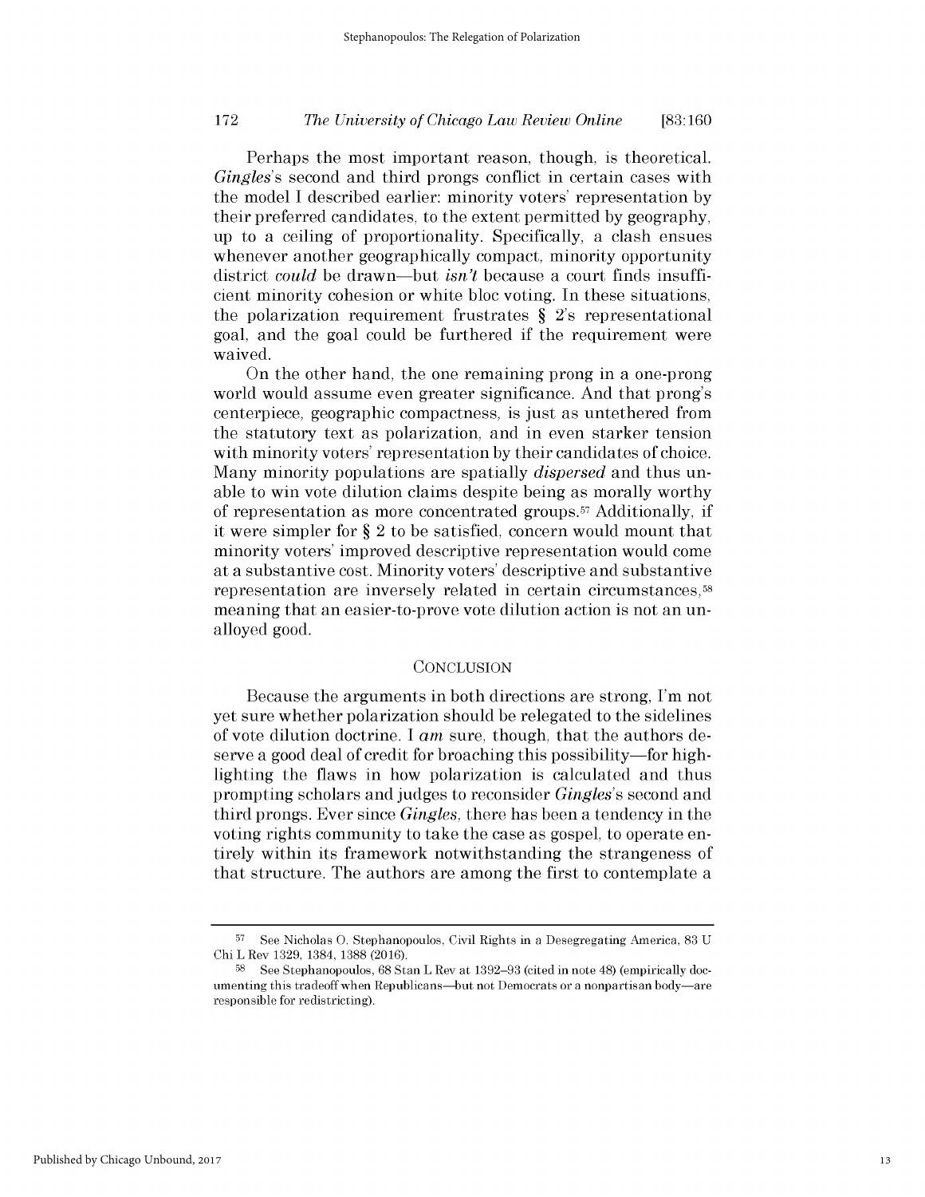Perhaps the most important reason, though, is theoretical. *Gingles*'s second and third prongs conflict in certain cases with the model I described earlier: minority voters' representation by their preferred candidates, to the extent permitted by geography, up to a ceiling of proportionality. Specifically, a clash ensues whenever another geographically compact, minority opportunity district *could* be drawn—but *isn't* because a court finds insufficient minority cohesion or white bloc voting. In these situations, the polarization requirement frustrates § 2's representational goal, and the goal could be furthered if the requirement were waived.

On the other hand, the one remaining prong in a one-prong world would assume even greater significance. And that prong's centerpiece, geographic compactness, is just as untethered from the statutory text as polarization, and in even starker tension with minority voters' representation by their candidates of choice. Many minority populations are spatially *dispersed* and thus unable to win vote dilution claims despite being as morally worthy of representation as more concentrated groups.[57] Additionally, if it were simpler for § 2 to be satisfied, concern would mount that minority voters' improved descriptive representation would come at a substantive cost. Minority voters' descriptive and substantive representation are inversely related in certain circumstances,[58] meaning that an easier-to-prove vote dilution action is not an unalloyed good.

## CONCLUSION

Because the arguments in both directions are strong, I'm not yet sure whether polarization should be relegated to the sidelines of vote dilution doctrine. I *am* sure, though, that the authors deserve a good deal of credit for broaching this possibility—for highlighting the flaws in how polarization is calculated and thus prompting scholars and judges to reconsider *Gingles*'s second and third prongs. Ever since *Gingles*, there has been a tendency in the voting rights community to take the case as gospel, to operate entirely within its framework notwithstanding the strangeness of that structure. The authors are among the first to contemplate a

---

[57] See Nicholas O. Stephanopoulos, Civil Rights in a Desegregating America, 83 U Chi L Rev 1329, 1384, 1388 (2016).

[58] See Stephanopoulos, 68 Stan L Rev at 1392–93 (cited in note 48) (empirically documenting this tradeoff when Republicans—but not Democrats or a nonpartisan body—are responsible for redistricting).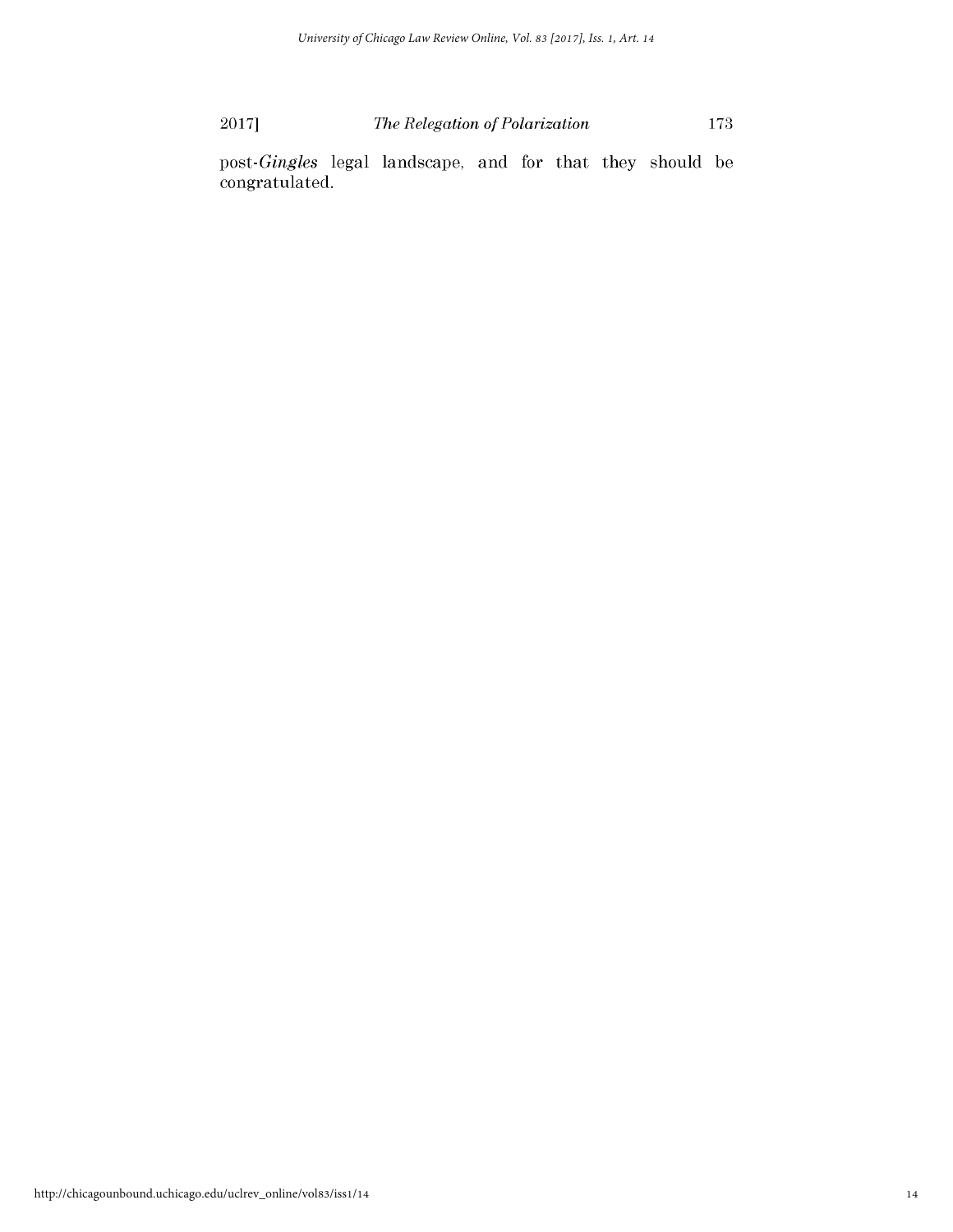post-*Gingles* legal landscape, and for that they should be congratulated.